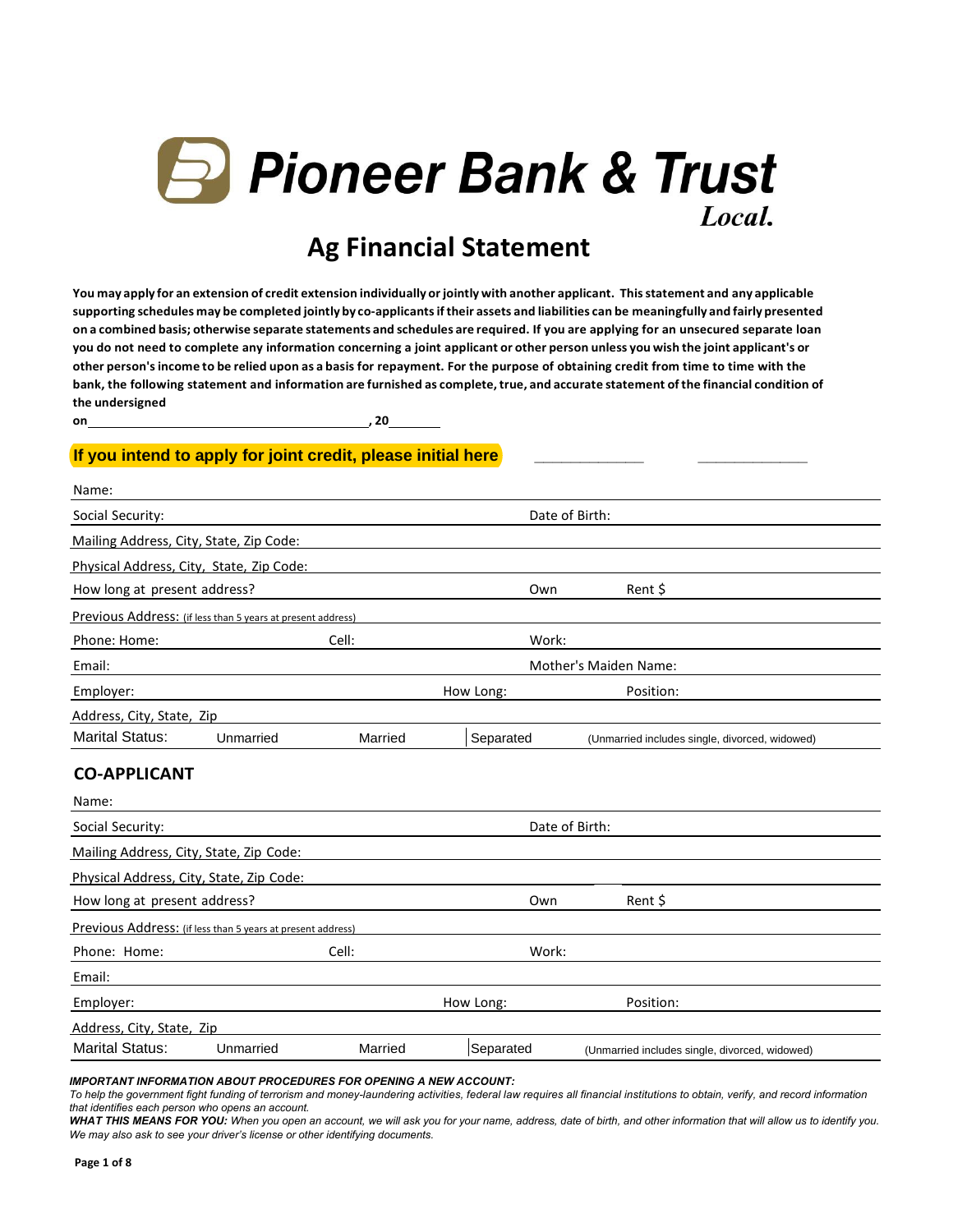# Pioneer Bank & Trust

*Local.*

## Ag Financial Statement

**You may apply for an extension of credit extension individually or jointly with another applicant. This statement and any applicable supporting schedules may be completed jointly by co-applicants if their assets and liabilities can be meaningfully and fairly presented on a combined basis; otherwise separate statements and schedules are required. If you are applying for an unsecured separate loan you do not need to complete any information concerning a joint applicant or other person unless you wish the joint applicant's or other person's income to be relied upon as a basis for repayment. For the purpose of obtaining credit from time to time with the bank, the following statement and information are furnished as complete, true, and accurate statement of the financial condition of the undersigned**

**on** ______________________________ **, 20** ________

**If you intend to apply for joint credit, please initial here** ____________ ____________

Name:

Social Security: Date of Birth:

Mailing Address, City, State, Zip Code:

Physical Address, City, State, Zip Code:

How long at present address? Own Rent $

Previous Address: (if less than 5 years at present address)

Phone: Home: Cell: Work:

Email: Mother's Maiden Name:

Employer: How Long: Position:

Address, City, State, Zip

Marital Status: Unmarried Married Separated (Unmarried includes single, divorced, widowed)

### CO-APPLICANT

Name:

Social Security: Date of Birth:

Mailing Address, City, State, Zip Code:

Physical Address, City, State, Zip Code:

How long at present address? Own Rent $

Previous Address: (if less than 5 years at present address)

Phone: Home: Cell: Work:

Email:

Employer: How Long: Position:

Address, City, State, Zip

Marital Status: Unmarried Married Separated (Unmarried includes single, divorced, widowed)

***IMPORTANT INFORMATION ABOUT PROCEDURES FOR OPENING A NEW ACCOUNT:***

*To help the government fight funding of terrorism and money-laundering activities, federal law requires all financial institutions to obtain, verify, and record information that identifies each person who opens an account.*

***WHAT THIS MEANS FOR YOU:*** *When you open an account, we will ask you for your name, address, date of birth, and other information that will allow us to identify you. We may also ask to see your driver's license or other identifying documents.*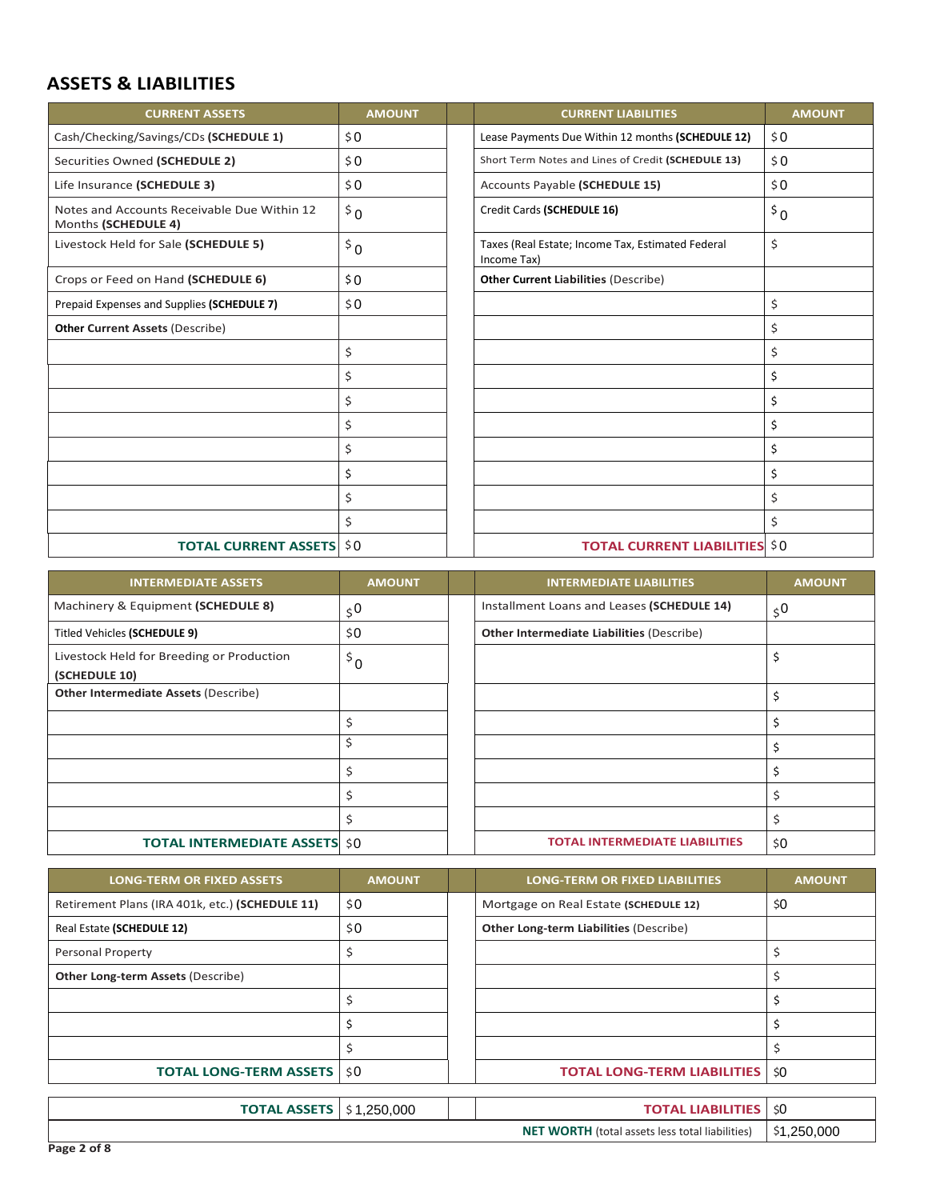## ASSETS & LIABILITIES

| CURRENT ASSETS | AMOUNT | | CURRENT LIABILITIES | AMOUNT |
|---|---|---|---|---|
| Cash/Checking/Savings/CDs **(SCHEDULE 1)** | $0 | | Lease Payments Due Within 12 months **(SCHEDULE 12)** | $0 |
| Securities Owned **(SCHEDULE 2)** | $0 | | Short Term Notes and Lines of Credit **(SCHEDULE 13)** | $0 |
| Life Insurance **(SCHEDULE 3)** | $0 | | Accounts Payable **(SCHEDULE 15)** | $0 |
| Notes and Accounts Receivable Due Within 12 Months **(SCHEDULE 4)** | $0 | | Credit Cards **(SCHEDULE 16)** | $0 |
| Livestock Held for Sale **(SCHEDULE 5)** | $0 | | Taxes (Real Estate; Income Tax, Estimated Federal Income Tax) | $ |
| Crops or Feed on Hand **(SCHEDULE 6)** | $0 | | **Other Current Liabilities** (Describe) | |
| Prepaid Expenses and Supplies **(SCHEDULE 7)** | $0 | | | $ |
| **Other Current Assets** (Describe) | | | | $ |
| | $ | | | $ |
| | $ | | | $ |
| | $ | | | $ |
| | $ | | | $ |
| | $ | | | $ |
| | $ | | | $ |
| | $ | | | $ |
| | $ | | | $ |
| **TOTAL CURRENT ASSETS** | $0 | | **TOTAL CURRENT LIABILITIES** | $0 |

| INTERMEDIATE ASSETS | AMOUNT | | INTERMEDIATE LIABILITIES | AMOUNT |
|---|---|---|---|---|
| Machinery & Equipment **(SCHEDULE 8)** | $0 | | Installment Loans and Leases **(SCHEDULE 14)** | $0 |
| Titled Vehicles **(SCHEDULE 9)** | $0 | | **Other Intermediate Liabilities** (Describe) | |
| Livestock Held for Breeding or Production **(SCHEDULE 10)** | $0 | | | $ |
| **Other Intermediate Assets** (Describe) | | | | $ |
| | $ | | | $ |
| | $ | | | $ |
| | $ | | | $ |
| | $ | | | $ |
| | $ | | | $ |
| **TOTAL INTERMEDIATE ASSETS** | $0 | | **TOTAL INTERMEDIATE LIABILITIES** | $0 |

| LONG-TERM OR FIXED ASSETS | AMOUNT | | LONG-TERM OR FIXED LIABILITIES | AMOUNT |
|---|---|---|---|---|
| Retirement Plans (IRA 401k, etc.) **(SCHEDULE 11)** | $0 | | Mortgage on Real Estate **(SCHEDULE 12)** | $0 |
| Real Estate **(SCHEDULE 12)** | $0 | | **Other Long-term Liabilities** (Describe) | |
| Personal Property | $ | | | $ |
| **Other Long-term Assets** (Describe) | | | | $ |
| | $ | | | $ |
| | $ | | | $ |
| | $ | | | $ |
| **TOTAL LONG-TERM ASSETS** | $0 | | **TOTAL LONG-TERM LIABILITIES** | $0 |

| | | | | |
|---|---|---|---|---|
| **TOTAL ASSETS** | $1,250,000 | | **TOTAL LIABILITIES** | $0 |
| | | | **NET WORTH** (total assets less total liabilities) | $1,250,000 |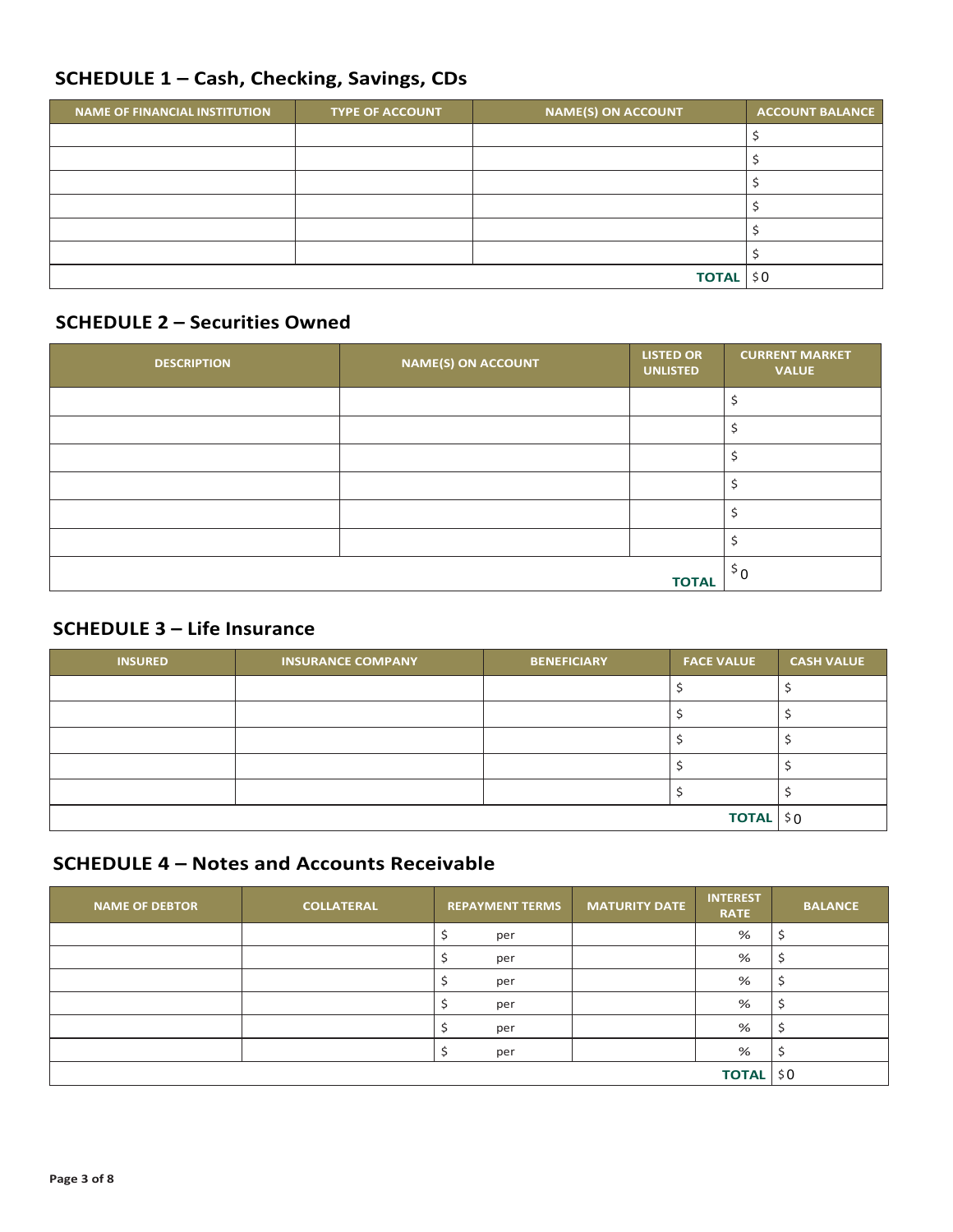## SCHEDULE 1 – Cash, Checking, Savings, CDs

| NAME OF FINANCIAL INSTITUTION | TYPE OF ACCOUNT | NAME(S) ON ACCOUNT | ACCOUNT BALANCE |
|---|---|---|---|
| | | | $ |
| | | | $ |
| | | | $ |
| | | | $ |
| | | | $ |
| | | | $ |
| | | **TOTAL** | $0 |

## SCHEDULE 2 – Securities Owned

| DESCRIPTION | NAME(S) ON ACCOUNT | LISTED OR UNLISTED | CURRENT MARKET VALUE |
|---|---|---|---|
| | | | $ |
| | | | $ |
| | | | $ |
| | | | $ |
| | | | $ |
| | | | $ |
| | | **TOTAL** | $0 |

## SCHEDULE 3 – Life Insurance

| INSURED | INSURANCE COMPANY | BENEFICIARY | FACE VALUE | CASH VALUE |
|---|---|---|---|---|
| | | | $ | $ |
| | | | $ | $ |
| | | | $ | $ |
| | | | $ | $ |
| | | | $ | $ |
| | | | **TOTAL** | $0 |

## SCHEDULE 4 – Notes and Accounts Receivable

| NAME OF DEBTOR | COLLATERAL | REPAYMENT TERMS | MATURITY DATE | INTEREST RATE | BALANCE |
|---|---|---|---|---|---|
| | | $ per | | % | $ |
| | | $ per | | % | $ |
| | | $ per | | % | $ |
| | | $ per | | % | $ |
| | | $ per | | % | $ |
| | | $ per | | % | $ |
| | | | | **TOTAL** | $0 |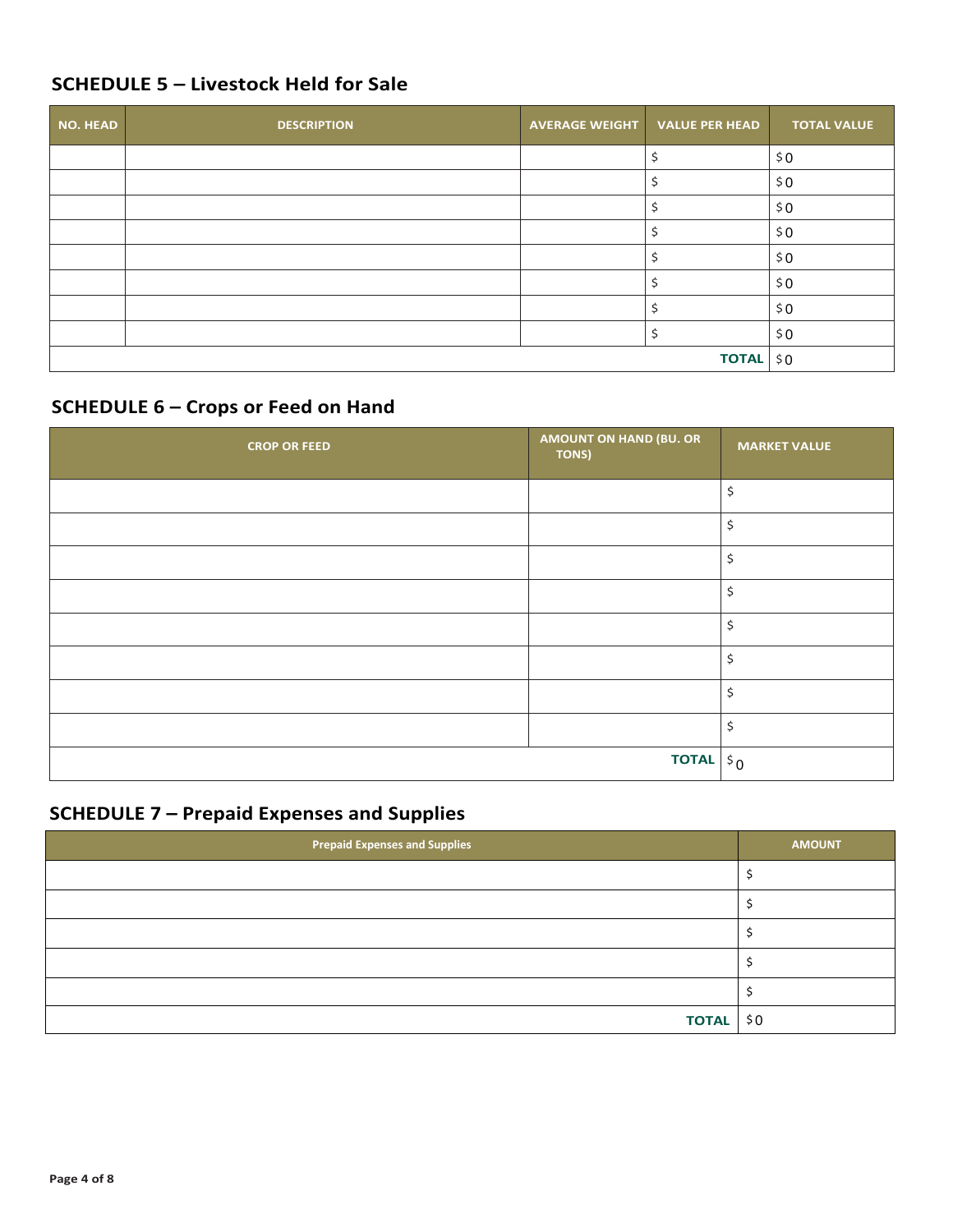## SCHEDULE 5 – Livestock Held for Sale

| NO. HEAD | DESCRIPTION | AVERAGE WEIGHT | VALUE PER HEAD | TOTAL VALUE |
|---|---|---|---|---|
| | | | $ | $0 |
| | | | $ | $0 |
| | | | $ | $0 |
| | | | $ | $0 |
| | | | $ | $0 |
| | | | $ | $0 |
| | | | $ | $0 |
| | | | $ | $0 |
| | | | **TOTAL** | $0 |

## SCHEDULE 6 – Crops or Feed on Hand

| CROP OR FEED | AMOUNT ON HAND (BU. OR TONS) | MARKET VALUE |
|---|---|---|
| | | $ |
| | | $ |
| | | $ |
| | | $ |
| | | $ |
| | | $ |
| | | $ |
| | | $ |
| | **TOTAL** | $0 |

## SCHEDULE 7 – Prepaid Expenses and Supplies

| Prepaid Expenses and Supplies | AMOUNT |
|---|---|
| | $ |
| | $ |
| | $ |
| | $ |
| | $ |
| **TOTAL** | $0 |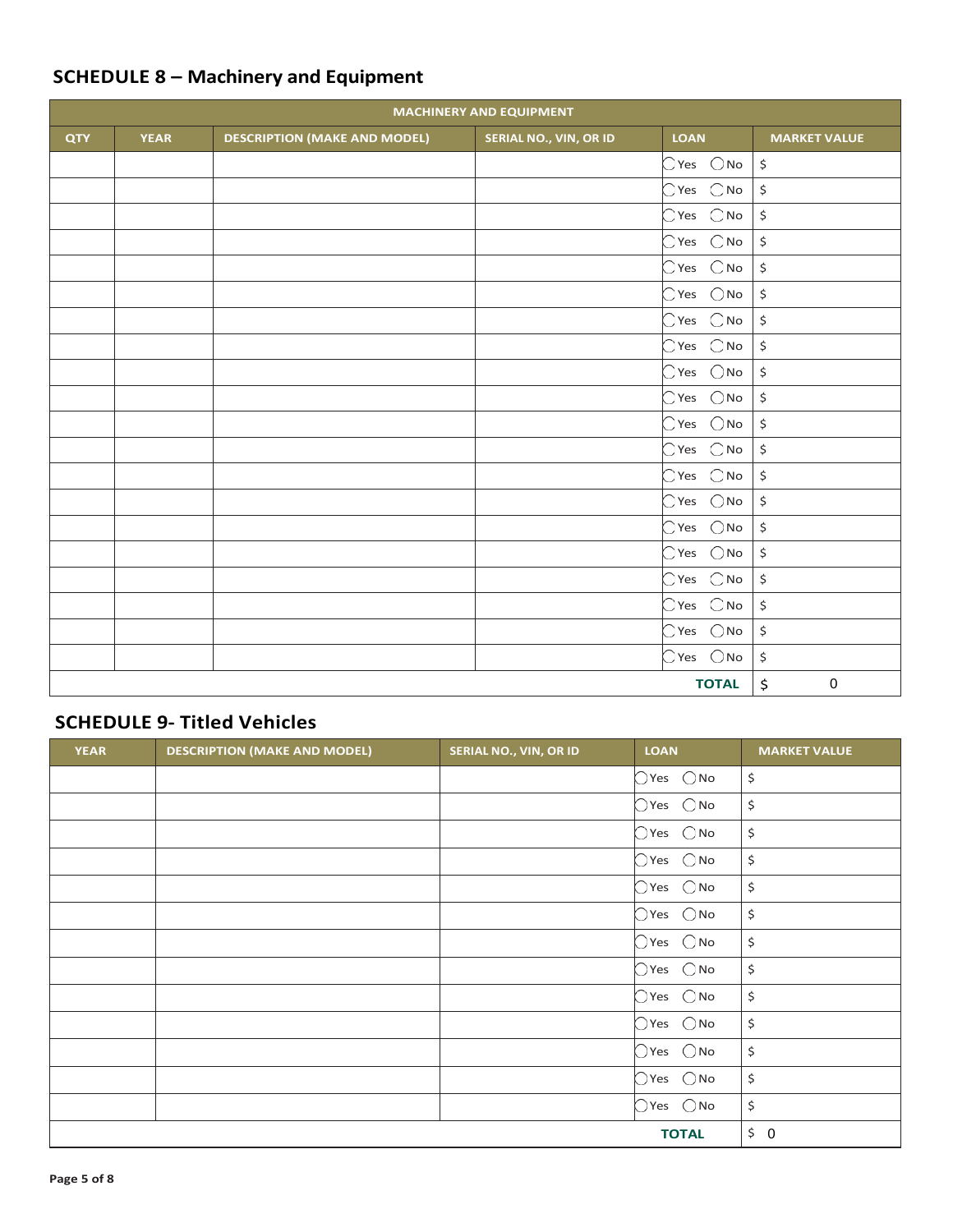## SCHEDULE 8 – Machinery and Equipment

| MACHINERY AND EQUIPMENT | | | | | |
|---|---|---|---|---|---|
| QTY | YEAR | DESCRIPTION (MAKE AND MODEL) | SERIAL NO., VIN, OR ID | LOAN | MARKET VALUE |
| | | | | ◯ Yes ◯ No | $ |
| | | | | ◯ Yes ◯ No | $ |
| | | | | ◯ Yes ◯ No | $ |
| | | | | ◯ Yes ◯ No | $ |
| | | | | ◯ Yes ◯ No | $ |
| | | | | ◯ Yes ◯ No | $ |
| | | | | ◯ Yes ◯ No | $ |
| | | | | ◯ Yes ◯ No | $ |
| | | | | ◯ Yes ◯ No | $ |
| | | | | ◯ Yes ◯ No | $ |
| | | | | ◯ Yes ◯ No | $ |
| | | | | ◯ Yes ◯ No | $ |
| | | | | ◯ Yes ◯ No | $ |
| | | | | ◯ Yes ◯ No | $ |
| | | | | ◯ Yes ◯ No | $ |
| | | | | ◯ Yes ◯ No | $ |
| | | | | ◯ Yes ◯ No | $ |
| | | | | ◯ Yes ◯ No | $ |
| | | | | ◯ Yes ◯ No | $ |
| | | | | ◯ Yes ◯ No | $ |
| | | | | **TOTAL** | $ 0 |

## SCHEDULE 9- Titled Vehicles

| YEAR | DESCRIPTION (MAKE AND MODEL) | SERIAL NO., VIN, OR ID | LOAN | MARKET VALUE |
|---|---|---|---|---|
| | | | ◯ Yes ◯ No | $ |
| | | | ◯ Yes ◯ No | $ |
| | | | ◯ Yes ◯ No | $ |
| | | | ◯ Yes ◯ No | $ |
| | | | ◯ Yes ◯ No | $ |
| | | | ◯ Yes ◯ No | $ |
| | | | ◯ Yes ◯ No | $ |
| | | | ◯ Yes ◯ No | $ |
| | | | ◯ Yes ◯ No | $ |
| | | | ◯ Yes ◯ No | $ |
| | | | ◯ Yes ◯ No | $ |
| | | | ◯ Yes ◯ No | $ |
| | | | ◯ Yes ◯ No | $ |
| | | | **TOTAL** | $ 0 |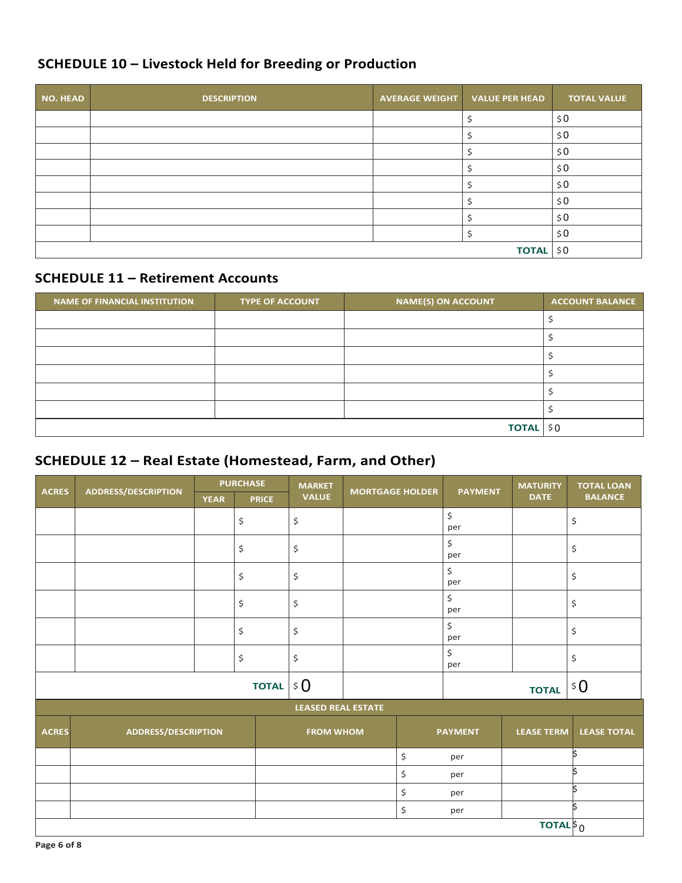## SCHEDULE 10 – Livestock Held for Breeding or Production

| NO. HEAD | DESCRIPTION | AVERAGE WEIGHT | VALUE PER HEAD | TOTAL VALUE |
|---|---|---|---|---|
| | | | $ | $0 |
| | | | $ | $0 |
| | | | $ | $0 |
| | | | $ | $0 |
| | | | $ | $0 |
| | | | $ | $0 |
| | | | $ | $0 |
| | | | $ | $0 |
| | | | **TOTAL** | $0 |

## SCHEDULE 11 – Retirement Accounts

| NAME OF FINANCIAL INSTITUTION | TYPE OF ACCOUNT | NAME(S) ON ACCOUNT | ACCOUNT BALANCE |
|---|---|---|---|
| | | | $ |
| | | | $ |
| | | | $ |
| | | | $ |
| | | | $ |
| | | | $ |
| | | **TOTAL** | $0 |

## SCHEDULE 12 – Real Estate (Homestead, Farm, and Other)

| ACRES | ADDRESS/DESCRIPTION | PURCHASE | | MARKET VALUE | MORTGAGE HOLDER | PAYMENT | MATURITY DATE | TOTAL LOAN BALANCE |
|---|---|---|---|---|---|---|---|---|
| | | YEAR | PRICE | | | | | |
| | | | $ | $ | | $ per | | $ |
| | | | $ | $ | | $ per | | $ |
| | | | $ | $ | | $ per | | $ |
| | | | $ | $ | | $ per | | $ |
| | | | $ | $ | | $ per | | $ |
| | | | $ | $ | | $ per | | $ |
| | | | **TOTAL** | $0 | | | **TOTAL** | $0 |

**LEASED REAL ESTATE**

| ACRES | ADDRESS/DESCRIPTION | FROM WHOM | PAYMENT | LEASE TERM | LEASE TOTAL |
|---|---|---|---|---|---|
| | | | $ per | | $ |
| | | | $ per | | $ |
| | | | $ per | | $ |
| | | | $ per | | $ |
| | | | | **TOTAL** | $0 |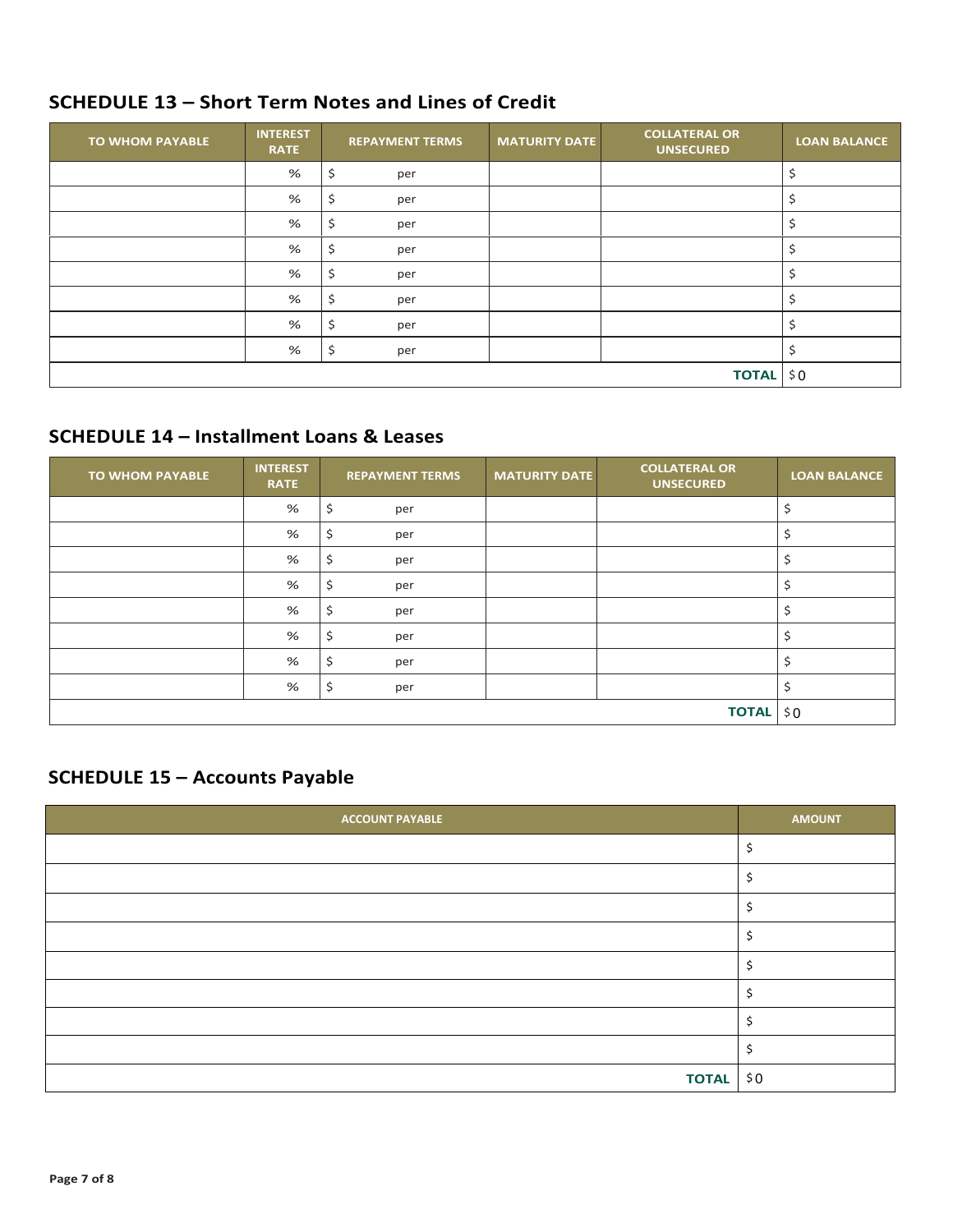## SCHEDULE 13 – Short Term Notes and Lines of Credit

| TO WHOM PAYABLE | INTEREST RATE | REPAYMENT TERMS | MATURITY DATE | COLLATERAL OR UNSECURED | LOAN BALANCE |
|---|---|---|---|---|---|
| | % | $ per | | | $ |
| | % | $ per | | | $ |
| | % | $ per | | | $ |
| | % | $ per | | | $ |
| | % | $ per | | | $ |
| | % | $ per | | | $ |
| | % | $ per | | | $ |
| | % | $ per | | | $ |
| | | | | **TOTAL** | $0 |

## SCHEDULE 14 – Installment Loans & Leases

| TO WHOM PAYABLE | INTEREST RATE | REPAYMENT TERMS | MATURITY DATE | COLLATERAL OR UNSECURED | LOAN BALANCE |
|---|---|---|---|---|---|
| | % | $ per | | | $ |
| | % | $ per | | | $ |
| | % | $ per | | | $ |
| | % | $ per | | | $ |
| | % | $ per | | | $ |
| | % | $ per | | | $ |
| | % | $ per | | | $ |
| | % | $ per | | | $ |
| | | | | **TOTAL** | $0 |

## SCHEDULE 15 – Accounts Payable

| ACCOUNT PAYABLE | AMOUNT |
|---|---|
| | $ |
| | $ |
| | $ |
| | $ |
| | $ |
| | $ |
| | $ |
| | $ |
| **TOTAL** | $0 |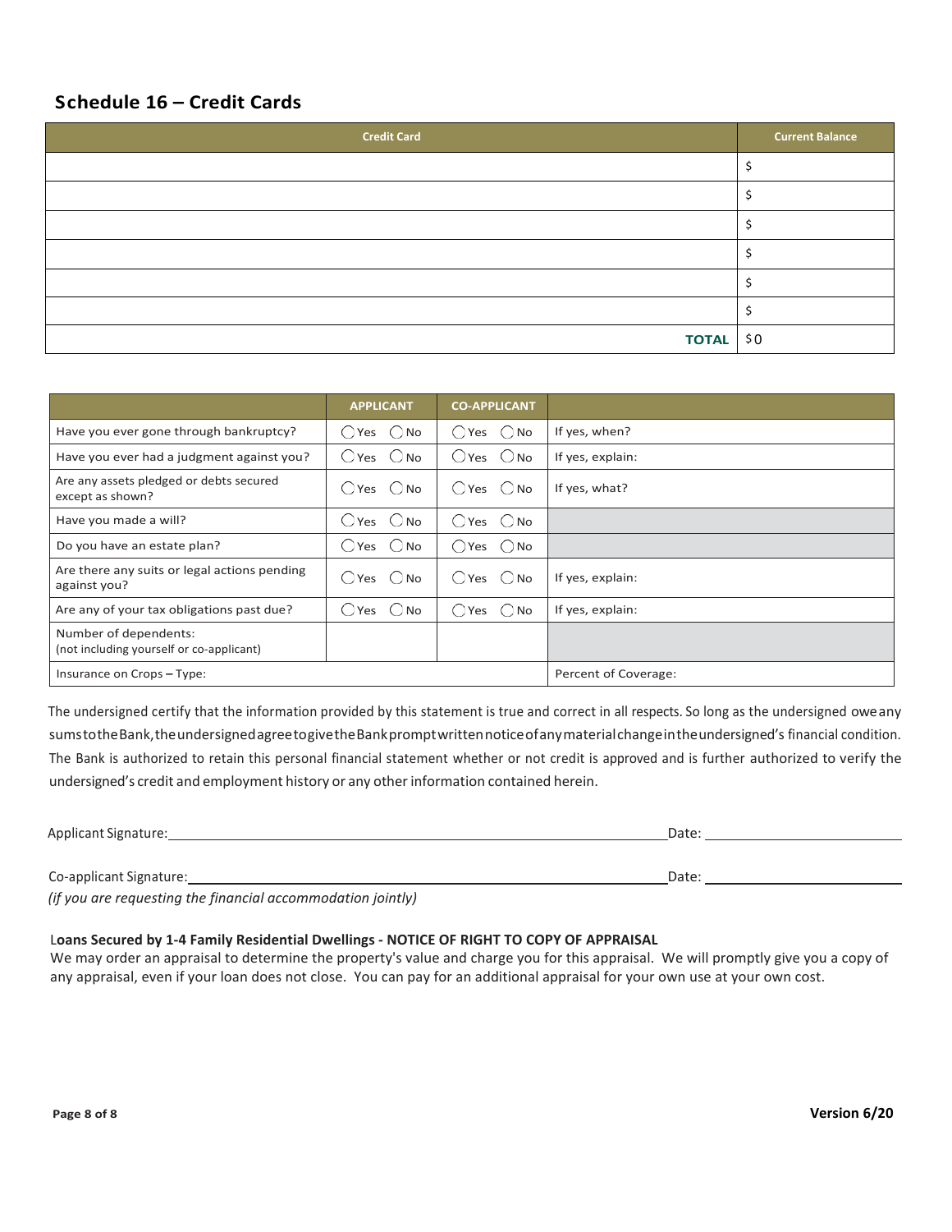## Schedule 16 – Credit Cards

| Credit Card | Current Balance |
|---|---|
| | $ |
| | $ |
| | $ |
| | $ |
| | $ |
| | $ |
| **TOTAL** | $0 |

| | APPLICANT | CO-APPLICANT | |
|---|---|---|---|
| Have you ever gone through bankruptcy? | ◯Yes ◯No | ◯Yes ◯No | If yes, when? |
| Have you ever had a judgment against you? | ◯Yes ◯No | ◯Yes ◯No | If yes, explain: |
| Are any assets pledged or debts secured except as shown? | ◯Yes ◯No | ◯Yes ◯No | If yes, what? |
| Have you made a will? | ◯Yes ◯No | ◯Yes ◯No | |
| Do you have an estate plan? | ◯Yes ◯No | ◯Yes ◯No | |
| Are there any suits or legal actions pending against you? | ◯Yes ◯No | ◯Yes ◯No | If yes, explain: |
| Are any of your tax obligations past due? | ◯Yes ◯No | ◯Yes ◯No | If yes, explain: |
| Number of dependents: (not including yourself or co-applicant) | | | |
| Insurance on Crops – Type: | | | Percent of Coverage: |

The undersigned certify that the information provided by this statement is true and correct in all respects. So long as the undersigned owe any sums to the Bank, the undersigned agree to give the Bank prompt written notice of any material change in the undersigned's financial condition. The Bank is authorized to retain this personal financial statement whether or not credit is approved and is further authorized to verify the undersigned's credit and employment history or any other information contained herein.

Applicant Signature:\_\_\_\_\_\_\_\_\_\_\_\_\_\_\_\_\_\_\_\_\_\_\_\_\_\_\_\_\_\_\_\_\_\_\_\_\_\_\_\_\_\_ Date: \_\_\_\_\_\_\_\_\_\_\_\_\_\_\_\_\_\_

Co-applicant Signature:\_\_\_\_\_\_\_\_\_\_\_\_\_\_\_\_\_\_\_\_\_\_\_\_\_\_\_\_\_\_\_\_\_\_\_\_\_\_\_\_ Date: \_\_\_\_\_\_\_\_\_\_\_\_\_\_\_\_\_\_

*(if you are requesting the financial accommodation jointly)*

**Loans Secured by 1-4 Family Residential Dwellings - NOTICE OF RIGHT TO COPY OF APPRAISAL**

We may order an appraisal to determine the property's value and charge you for this appraisal. We will promptly give you a copy of any appraisal, even if your loan does not close. You can pay for an additional appraisal for your own use at your own cost.

**Version 6/20**